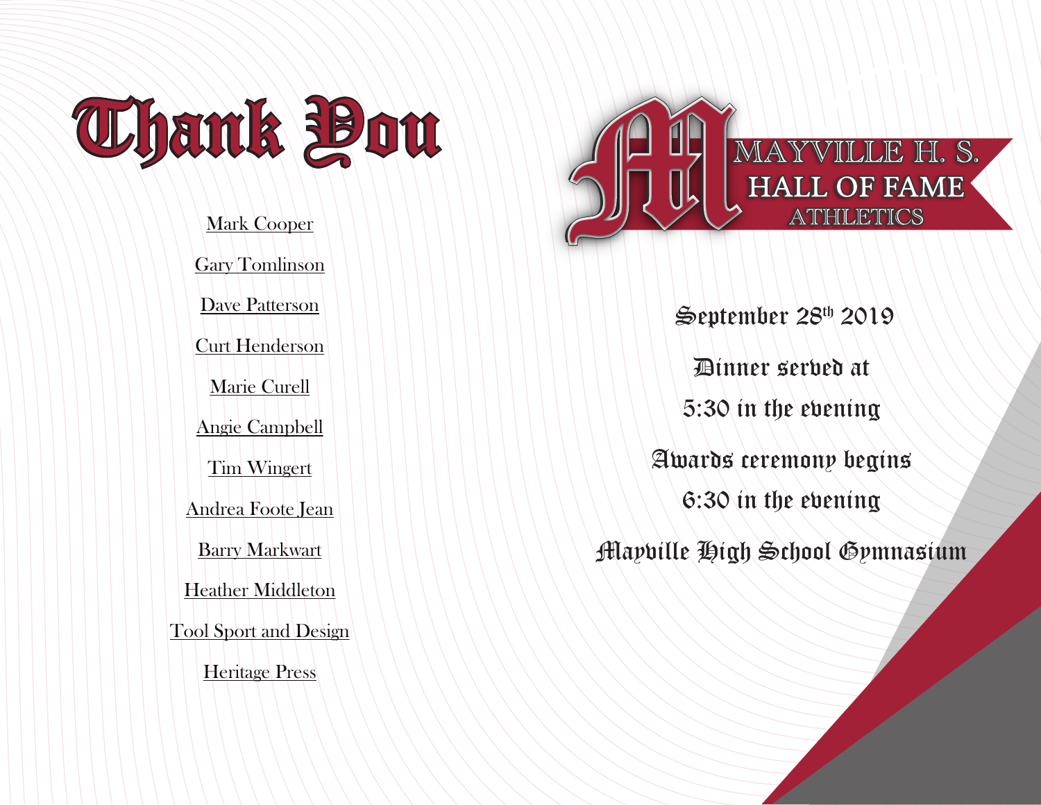# Thank You

Mark Cooper

Gary Tomlinson

Dave Patterson

Curt Henderson

Marie Curell

Angie Campbell

Tim Wingert

Andrea Foote Jean

Barry Markwart

Heather Middleton

Tool Sport and Design

Heritage Press

# MAYVILLE H. S. HALL OF FAME ATHLETICS

September 28th 2019

Dinner served at

5:30 in the evening

Awards ceremony begins

6:30 in the evening

Mayville High School Gymnasium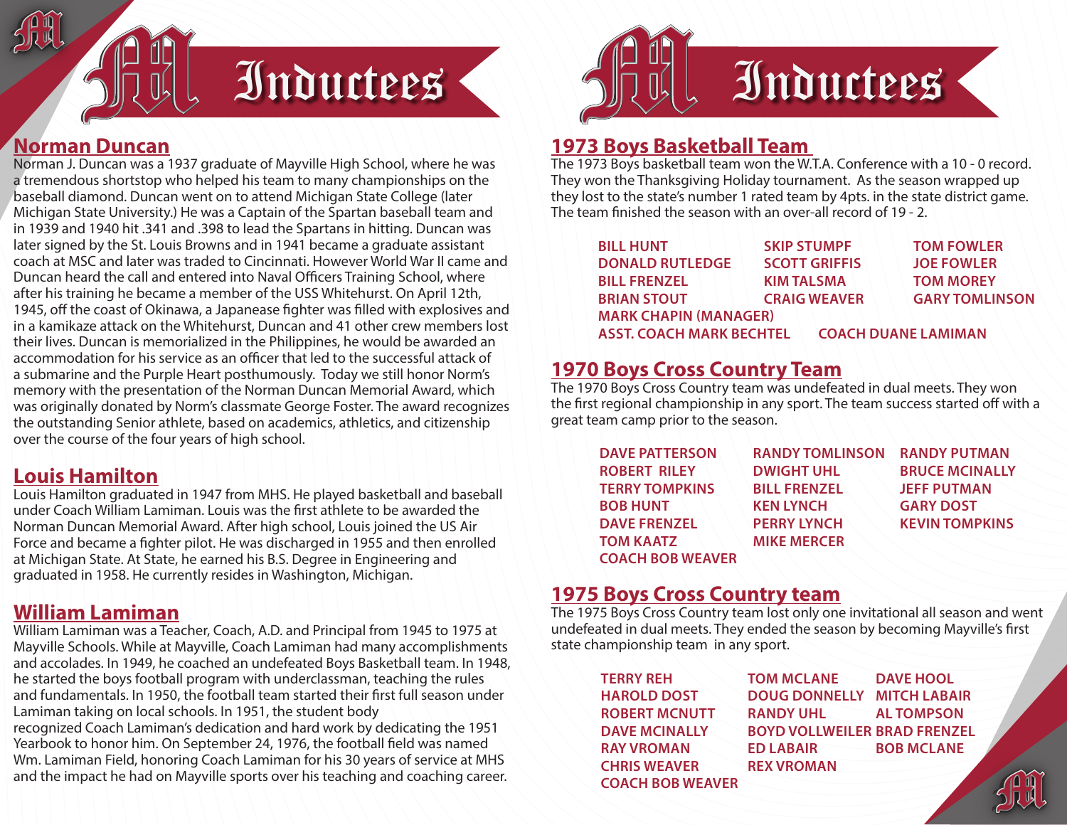# Inductees

## Norman Duncan

Norman J. Duncan was a 1937 graduate of Mayville High School, where he was a tremendous shortstop who helped his team to many championships on the baseball diamond. Duncan went on to attend Michigan State College (later Michigan State University.) He was a Captain of the Spartan baseball team and in 1939 and 1940 hit .341 and .398 to lead the Spartans in hitting. Duncan was later signed by the St. Louis Browns and in 1941 became a graduate assistant coach at MSC and later was traded to Cincinnati. However World War II came and Duncan heard the call and entered into Naval Officers Training School, where after his training he became a member of the USS Whitehurst. On April 12th, 1945, off the coast of Okinawa, a Japanease fighter was filled with explosives and in a kamikaze attack on the Whitehurst, Duncan and 41 other crew members lost their lives. Duncan is memorialized in the Philippines, he would be awarded an accommodation for his service as an officer that led to the successful attack of a submarine and the Purple Heart posthumously. Today we still honor Norm's memory with the presentation of the Norman Duncan Memorial Award, which was originally donated by Norm's classmate George Foster. The award recognizes the outstanding Senior athlete, based on academics, athletics, and citizenship over the course of the four years of high school.

## Louis Hamilton

Louis Hamilton graduated in 1947 from MHS. He played basketball and baseball under Coach William Lamiman. Louis was the first athlete to be awarded the Norman Duncan Memorial Award. After high school, Louis joined the US Air Force and became a fighter pilot. He was discharged in 1955 and then enrolled at Michigan State. At State, he earned his B.S. Degree in Engineering and graduated in 1958. He currently resides in Washington, Michigan.

## William Lamiman

William Lamiman was a Teacher, Coach, A.D. and Principal from 1945 to 1975 at Mayville Schools. While at Mayville, Coach Lamiman had many accomplishments and accolades. In 1949, he coached an undefeated Boys Basketball team. In 1948, he started the boys football program with underclassman, teaching the rules and fundamentals. In 1950, the football team started their first full season under Lamiman taking on local schools. In 1951, the student body recognized Coach Lamiman's dedication and hard work by dedicating the 1951 Yearbook to honor him. On September 24, 1976, the football field was named Wm. Lamiman Field, honoring Coach Lamiman for his 30 years of service at MHS and the impact he had on Mayville sports over his teaching and coaching career.

# Inductees

## 1973 Boys Basketball Team

The 1973 Boys basketball team won the W.T.A. Conference with a 10 - 0 record. They won the Thanksgiving Holiday tournament. As the season wrapped up they lost to the state's number 1 rated team by 4pts. in the state district game. The team finished the season with an over-all record of 19 - 2.

**BILL HUNT**
**DONALD RUTLEDGE**
**BILL FRENZEL**
**BRIAN STOUT**
**SKIP STUMPF**
**SCOTT GRIFFIS**
**KIM TALSMA**
**CRAIG WEAVER**
**TOM FOWLER**
**JOE FOWLER**
**TOM MOREY**
**GARY TOMLINSON**
**MARK CHAPIN (MANAGER)**
**ASST. COACH MARK BECHTEL**
**COACH DUANE LAMIMAN**

## 1970 Boys Cross Country Team

The 1970 Boys Cross Country team was undefeated in dual meets. They won the first regional championship in any sport. The team success started off with a great team camp prior to the season.

**DAVE PATTERSON**
**ROBERT RILEY**
**TERRY TOMPKINS**
**BOB HUNT**
**DAVE FRENZEL**
**TOM KAATZ**
**COACH BOB WEAVER**
**RANDY TOMLINSON**
**DWIGHT UHL**
**BILL FRENZEL**
**KEN LYNCH**
**PERRY LYNCH**
**MIKE MERCER**
**RANDY PUTMAN**
**BRUCE MCINALLY**
**JEFF PUTMAN**
**GARY DOST**
**KEVIN TOMPKINS**

## 1975 Boys Cross Country team

The 1975 Boys Cross Country team lost only one invitational all season and went undefeated in dual meets. They ended the season by becoming Mayville's first state championship team in any sport.

**TERRY REH**
**HAROLD DOST**
**ROBERT MCNUTT**
**DAVE MCINALLY**
**RAY VROMAN**
**CHRIS WEAVER**
**COACH BOB WEAVER**
**TOM MCLANE**
**DOUG DONNELLY**
**RANDY UHL**
**BOYD VOLLWEILER**
**ED LABAIR**
**REX VROMAN**
**DAVE HOOL**
**MITCH LABAIR**
**AL TOMPSON**
**BRAD FRENZEL**
**BOB MCLANE**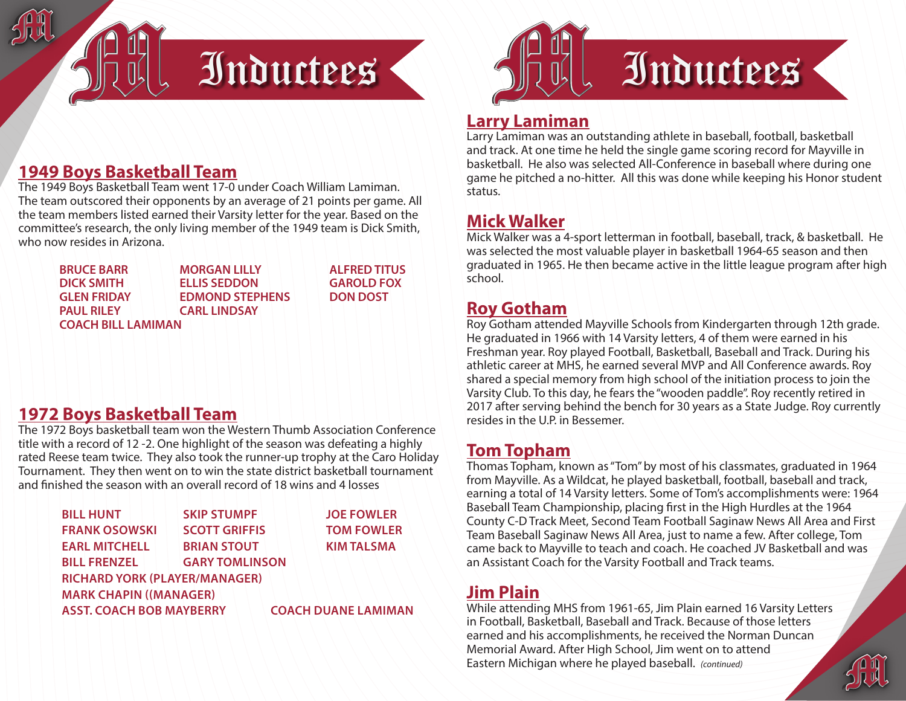# Inductees

## 1949 Boys Basketball Team

The 1949 Boys Basketball Team went 17-0 under Coach William Lamiman. The team outscored their opponents by an average of 21 points per game. All the team members listed earned their Varsity letter for the year. Based on the committee's research, the only living member of the 1949 team is Dick Smith, who now resides in Arizona.

| | | |
|---|---|---|
| **BRUCE BARR** | **MORGAN LILLY** | **ALFRED TITUS** |
| **DICK SMITH** | **ELLIS SEDDON** | **GAROLD FOX** |
| **GLEN FRIDAY** | **EDMOND STEPHENS** | **DON DOST** |
| **PAUL RILEY** | **CARL LINDSAY** | |

**COACH BILL LAMIMAN**

## 1972 Boys Basketball Team

The 1972 Boys basketball team won the Western Thumb Association Conference title with a record of 12 -2. One highlight of the season was defeating a highly rated Reese team twice. They also took the runner-up trophy at the Caro Holiday Tournament. They then went on to win the state district basketball tournament and finished the season with an overall record of 18 wins and 4 losses

| | | |
|---|---|---|
| **BILL HUNT** | **SKIP STUMPF** | **JOE FOWLER** |
| **FRANK OSOWSKI** | **SCOTT GRIFFIS** | **TOM FOWLER** |
| **EARL MITCHELL** | **BRIAN STOUT** | **KIM TALSMA** |
| **BILL FRENZEL** | **GARY TOMLINSON** | |

**RICHARD YORK (PLAYER/MANAGER)**
**MARK CHAPIN ((MANAGER)**
**ASST. COACH BOB MAYBERRY** **COACH DUANE LAMIMAN**

# Inductees

## Larry Lamiman

Larry Lamiman was an outstanding athlete in baseball, football, basketball and track. At one time he held the single game scoring record for Mayville in basketball. He also was selected All-Conference in baseball where during one game he pitched a no-hitter. All this was done while keeping his Honor student status.

## Mick Walker

Mick Walker was a 4-sport letterman in football, baseball, track, & basketball. He was selected the most valuable player in basketball 1964-65 season and then graduated in 1965. He then became active in the little league program after high school.

## Roy Gotham

Roy Gotham attended Mayville Schools from Kindergarten through 12th grade. He graduated in 1966 with 14 Varsity letters, 4 of them were earned in his Freshman year. Roy played Football, Basketball, Baseball and Track. During his athletic career at MHS, he earned several MVP and All Conference awards. Roy shared a special memory from high school of the initiation process to join the Varsity Club. To this day, he fears the "wooden paddle". Roy recently retired in 2017 after serving behind the bench for 30 years as a State Judge. Roy currently resides in the U.P. in Bessemer.

## Tom Topham

Thomas Topham, known as "Tom" by most of his classmates, graduated in 1964 from Mayville. As a Wildcat, he played basketball, football, baseball and track, earning a total of 14 Varsity letters. Some of Tom's accomplishments were: 1964 Baseball Team Championship, placing first in the High Hurdles at the 1964 County C-D Track Meet, Second Team Football Saginaw News All Area and First Team Baseball Saginaw News All Area, just to name a few. After college, Tom came back to Mayville to teach and coach. He coached JV Basketball and was an Assistant Coach for the Varsity Football and Track teams.

## Jim Plain

While attending MHS from 1961-65, Jim Plain earned 16 Varsity Letters in Football, Basketball, Baseball and Track. Because of those letters earned and his accomplishments, he received the Norman Duncan Memorial Award. After High School, Jim went on to attend Eastern Michigan where he played baseball. *(continued)*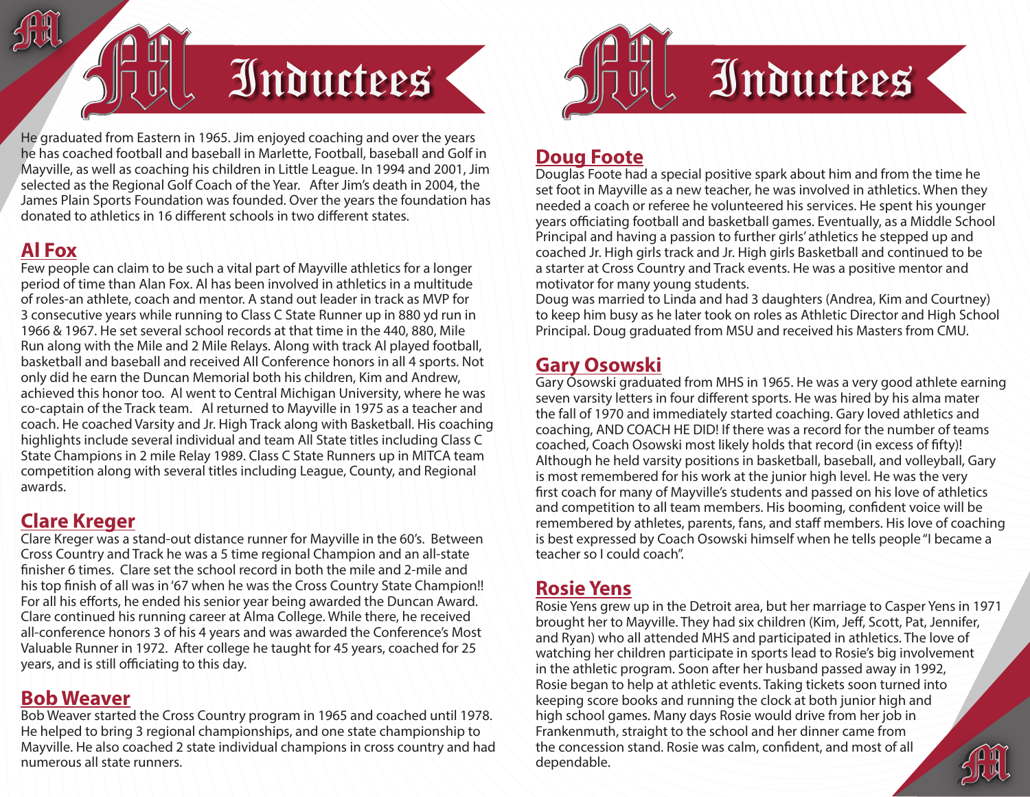# Inductees

He graduated from Eastern in 1965. Jim enjoyed coaching and over the years he has coached football and baseball in Marlette, Football, baseball and Golf in Mayville, as well as coaching his children in Little League. In 1994 and 2001, Jim selected as the Regional Golf Coach of the Year. After Jim's death in 2004, the James Plain Sports Foundation was founded. Over the years the foundation has donated to athletics in 16 different schools in two different states.

## Al Fox

Few people can claim to be such a vital part of Mayville athletics for a longer period of time than Alan Fox. Al has been involved in athletics in a multitude of roles-an athlete, coach and mentor. A stand out leader in track as MVP for 3 consecutive years while running to Class C State Runner up in 880 yd run in 1966 & 1967. He set several school records at that time in the 440, 880, Mile Run along with the Mile and 2 Mile Relays. Along with track Al played football, basketball and baseball and received All Conference honors in all 4 sports. Not only did he earn the Duncan Memorial both his children, Kim and Andrew, achieved this honor too. Al went to Central Michigan University, where he was co-captain of the Track team. Al returned to Mayville in 1975 as a teacher and coach. He coached Varsity and Jr. High Track along with Basketball. His coaching highlights include several individual and team All State titles including Class C State Champions in 2 mile Relay 1989. Class C State Runners up in MITCA team competition along with several titles including League, County, and Regional awards.

## Clare Kreger

Clare Kreger was a stand-out distance runner for Mayville in the 60's. Between Cross Country and Track he was a 5 time regional Champion and an all-state finisher 6 times. Clare set the school record in both the mile and 2-mile and his top finish of all was in '67 when he was the Cross Country State Champion!! For all his efforts, he ended his senior year being awarded the Duncan Award. Clare continued his running career at Alma College. While there, he received all-conference honors 3 of his 4 years and was awarded the Conference's Most Valuable Runner in 1972. After college he taught for 45 years, coached for 25 years, and is still officiating to this day.

## Bob Weaver

Bob Weaver started the Cross Country program in 1965 and coached until 1978. He helped to bring 3 regional championships, and one state championship to Mayville. He also coached 2 state individual champions in cross country and had numerous all state runners.

# Inductees

## Doug Foote

Douglas Foote had a special positive spark about him and from the time he set foot in Mayville as a new teacher, he was involved in athletics. When they needed a coach or referee he volunteered his services. He spent his younger years officiating football and basketball games. Eventually, as a Middle School Principal and having a passion to further girls' athletics he stepped up and coached Jr. High girls track and Jr. High girls Basketball and continued to be a starter at Cross Country and Track events. He was a positive mentor and motivator for many young students.

Doug was married to Linda and had 3 daughters (Andrea, Kim and Courtney) to keep him busy as he later took on roles as Athletic Director and High School Principal. Doug graduated from MSU and received his Masters from CMU.

## Gary Osowski

Gary Osowski graduated from MHS in 1965. He was a very good athlete earning seven varsity letters in four different sports. He was hired by his alma mater the fall of 1970 and immediately started coaching. Gary loved athletics and coaching, AND COACH HE DID! If there was a record for the number of teams coached, Coach Osowski most likely holds that record (in excess of fifty)! Although he held varsity positions in basketball, baseball, and volleyball, Gary is most remembered for his work at the junior high level. He was the very first coach for many of Mayville's students and passed on his love of athletics and competition to all team members. His booming, confident voice will be remembered by athletes, parents, fans, and staff members. His love of coaching is best expressed by Coach Osowski himself when he tells people "I became a teacher so I could coach".

## Rosie Yens

Rosie Yens grew up in the Detroit area, but her marriage to Casper Yens in 1971 brought her to Mayville. They had six children (Kim, Jeff, Scott, Pat, Jennifer, and Ryan) who all attended MHS and participated in athletics. The love of watching her children participate in sports lead to Rosie's big involvement in the athletic program. Soon after her husband passed away in 1992, Rosie began to help at athletic events. Taking tickets soon turned into keeping score books and running the clock at both junior high and high school games. Many days Rosie would drive from her job in Frankenmuth, straight to the school and her dinner came from the concession stand. Rosie was calm, confident, and most of all dependable.